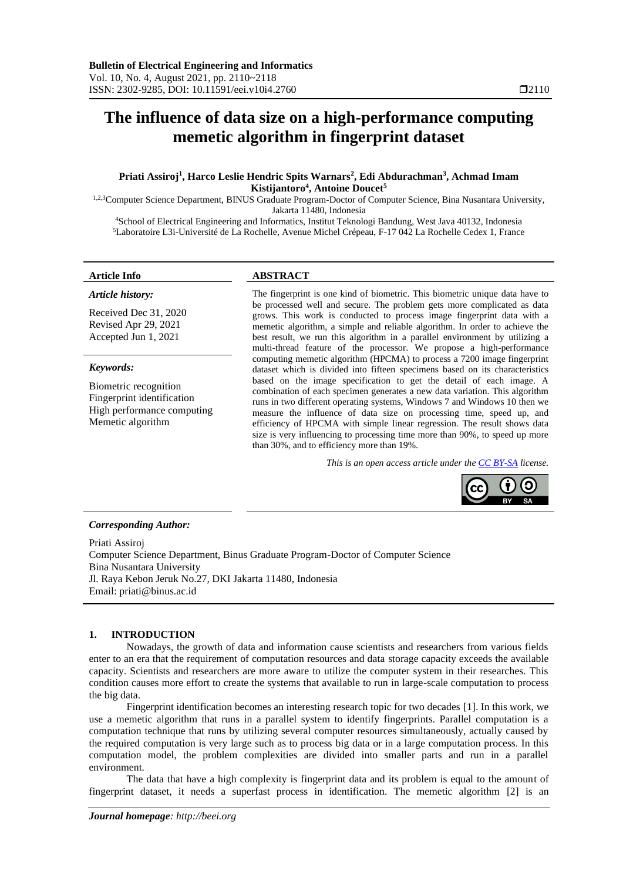# The influence of data size on a high-performance computing memetic algorithm in fingerprint dataset

**Priati Assiroj[1], Harco Leslie Hendric Spits Warnars[2], Edi Abdurachman[3], Achmad Imam Kistijantoro[4], Antoine Doucet[5]**

[1,2,3]Computer Science Department, BINUS Graduate Program-Doctor of Computer Science, Bina Nusantara University, Jakarta 11480, Indonesia

[4]School of Electrical Engineering and Informatics, Institut Teknologi Bandung, West Java 40132, Indonesia

[5]Laboratoire L3i-Université de La Rochelle, Avenue Michel Crépeau, F-17 042 La Rochelle Cedex 1, France

**Article Info**

***Article history:***

Received Dec 31, 2020
Revised Apr 29, 2021
Accepted Jun 1, 2021

***Keywords:***

Biometric recognition
Fingerprint identification
High performance computing
Memetic algorithm

**ABSTRACT**

The fingerprint is one kind of biometric. This biometric unique data have to be processed well and secure. The problem gets more complicated as data grows. This work is conducted to process image fingerprint data with a memetic algorithm, a simple and reliable algorithm. In order to achieve the best result, we run this algorithm in a parallel environment by utilizing a multi-thread feature of the processor. We propose a high-performance computing memetic algorithm (HPCMA) to process a 7200 image fingerprint dataset which is divided into fifteen specimens based on its characteristics based on the image specification to get the detail of each image. A combination of each specimen generates a new data variation. This algorithm runs in two different operating systems, Windows 7 and Windows 10 then we measure the influence of data size on processing time, speed up, and efficiency of HPCMA with simple linear regression. The result shows data size is very influencing to processing time more than 90%, to speed up more than 30%, and to efficiency more than 19%.

*This is an open access article under the CC BY-SA license.*

***Corresponding Author:***

Priati Assiroj
Computer Science Department, Binus Graduate Program-Doctor of Computer Science
Bina Nusantara University
Jl. Raya Kebon Jeruk No.27, DKI Jakarta 11480, Indonesia
Email: priati@binus.ac.id

## 1. INTRODUCTION

Nowadays, the growth of data and information cause scientists and researchers from various fields enter to an era that the requirement of computation resources and data storage capacity exceeds the available capacity. Scientists and researchers are more aware to utilize the computer system in their researches. This condition causes more effort to create the systems that available to run in large-scale computation to process the big data.

Fingerprint identification becomes an interesting research topic for two decades [1]. In this work, we use a memetic algorithm that runs in a parallel system to identify fingerprints. Parallel computation is a computation technique that runs by utilizing several computer resources simultaneously, actually caused by the required computation is very large such as to process big data or in a large computation process. In this computation model, the problem complexities are divided into smaller parts and run in a parallel environment.

The data that have a high complexity is fingerprint data and its problem is equal to the amount of fingerprint dataset, it needs a superfast process in identification. The memetic algorithm [2] is an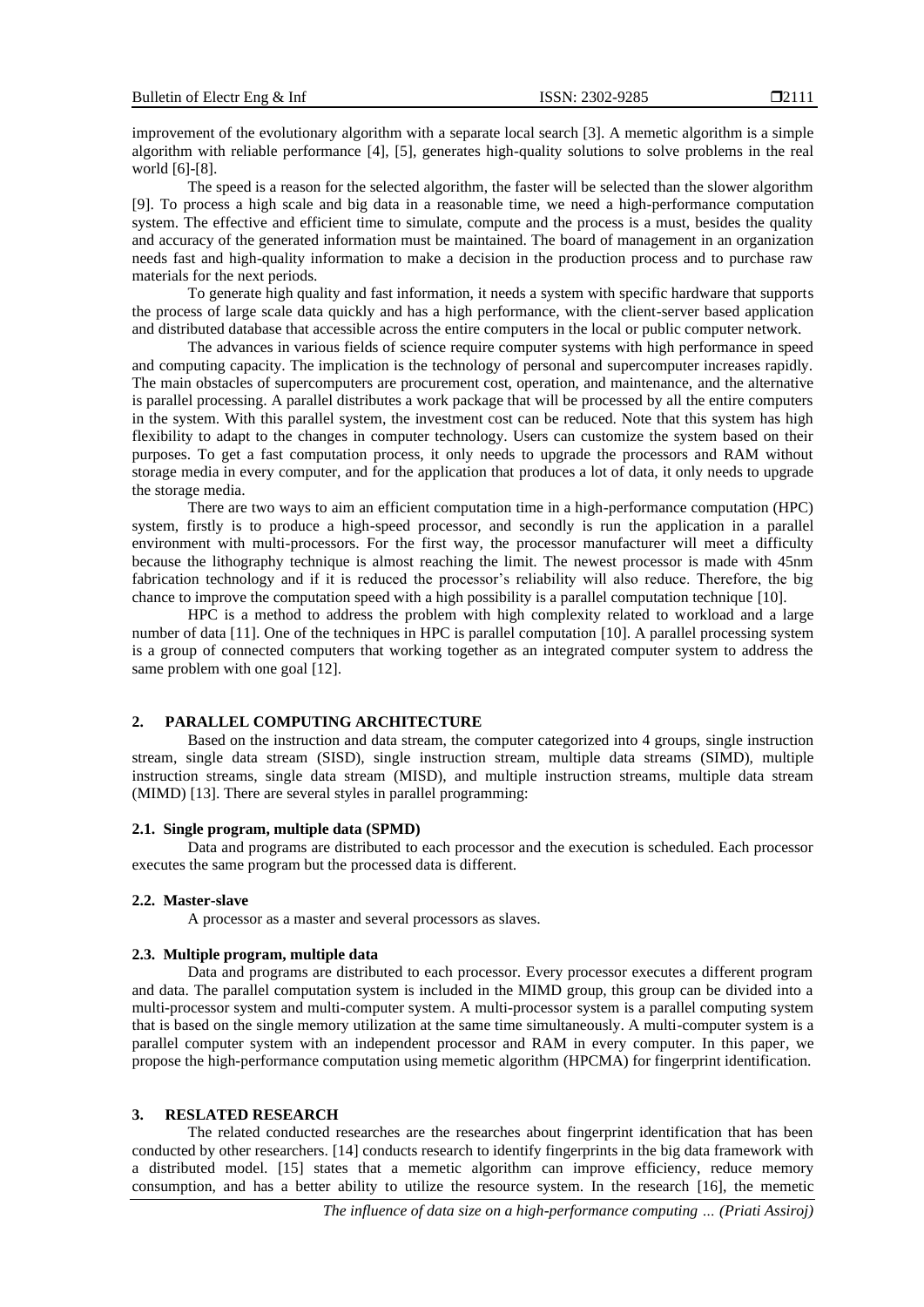improvement of the evolutionary algorithm with a separate local search [3]. A memetic algorithm is a simple algorithm with reliable performance [4], [5], generates high-quality solutions to solve problems in the real world [6]-[8].

The speed is a reason for the selected algorithm, the faster will be selected than the slower algorithm [9]. To process a high scale and big data in a reasonable time, we need a high-performance computation system. The effective and efficient time to simulate, compute and the process is a must, besides the quality and accuracy of the generated information must be maintained. The board of management in an organization needs fast and high-quality information to make a decision in the production process and to purchase raw materials for the next periods.

To generate high quality and fast information, it needs a system with specific hardware that supports the process of large scale data quickly and has a high performance, with the client-server based application and distributed database that accessible across the entire computers in the local or public computer network.

The advances in various fields of science require computer systems with high performance in speed and computing capacity. The implication is the technology of personal and supercomputer increases rapidly. The main obstacles of supercomputers are procurement cost, operation, and maintenance, and the alternative is parallel processing. A parallel distributes a work package that will be processed by all the entire computers in the system. With this parallel system, the investment cost can be reduced. Note that this system has high flexibility to adapt to the changes in computer technology. Users can customize the system based on their purposes. To get a fast computation process, it only needs to upgrade the processors and RAM without storage media in every computer, and for the application that produces a lot of data, it only needs to upgrade the storage media.

There are two ways to aim an efficient computation time in a high-performance computation (HPC) system, firstly is to produce a high-speed processor, and secondly is run the application in a parallel environment with multi-processors. For the first way, the processor manufacturer will meet a difficulty because the lithography technique is almost reaching the limit. The newest processor is made with 45nm fabrication technology and if it is reduced the processor's reliability will also reduce. Therefore, the big chance to improve the computation speed with a high possibility is a parallel computation technique [10].

HPC is a method to address the problem with high complexity related to workload and a large number of data [11]. One of the techniques in HPC is parallel computation [10]. A parallel processing system is a group of connected computers that working together as an integrated computer system to address the same problem with one goal [12].

## 2. PARALLEL COMPUTING ARCHITECTURE

Based on the instruction and data stream, the computer categorized into 4 groups, single instruction stream, single data stream (SISD), single instruction stream, multiple data streams (SIMD), multiple instruction streams, single data stream (MISD), and multiple instruction streams, multiple data stream (MIMD) [13]. There are several styles in parallel programming:

### 2.1. Single program, multiple data (SPMD)

Data and programs are distributed to each processor and the execution is scheduled. Each processor executes the same program but the processed data is different.

### 2.2. Master-slave

A processor as a master and several processors as slaves.

### 2.3. Multiple program, multiple data

Data and programs are distributed to each processor. Every processor executes a different program and data. The parallel computation system is included in the MIMD group, this group can be divided into a multi-processor system and multi-computer system. A multi-processor system is a parallel computing system that is based on the single memory utilization at the same time simultaneously. A multi-computer system is a parallel computer system with an independent processor and RAM in every computer. In this paper, we propose the high-performance computation using memetic algorithm (HPCMA) for fingerprint identification.

## 3. RESLATED RESEARCH

The related conducted researches are the researches about fingerprint identification that has been conducted by other researchers. [14] conducts research to identify fingerprints in the big data framework with a distributed model. [15] states that a memetic algorithm can improve efficiency, reduce memory consumption, and has a better ability to utilize the resource system. In the research [16], the memetic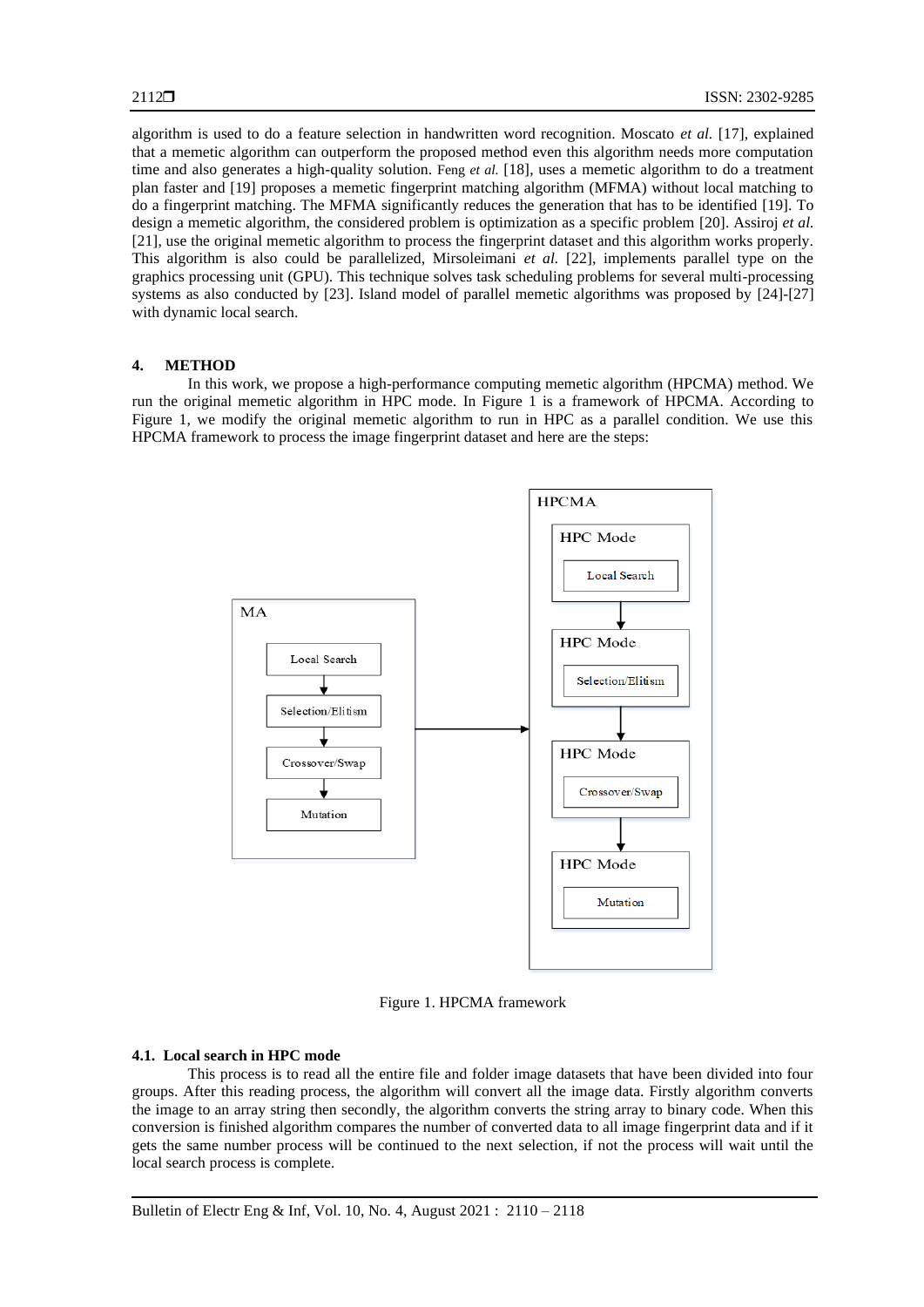algorithm is used to do a feature selection in handwritten word recognition. Moscato *et al.* [17], explained that a memetic algorithm can outperform the proposed method even this algorithm needs more computation time and also generates a high-quality solution. Feng *et al.* [18], uses a memetic algorithm to do a treatment plan faster and [19] proposes a memetic fingerprint matching algorithm (MFMA) without local matching to do a fingerprint matching. The MFMA significantly reduces the generation that has to be identified [19]. To design a memetic algorithm, the considered problem is optimization as a specific problem [20]. Assiroj *et al.* [21], use the original memetic algorithm to process the fingerprint dataset and this algorithm works properly. This algorithm is also could be parallelized, Mirsoleimani *et al.* [22], implements parallel type on the graphics processing unit (GPU). This technique solves task scheduling problems for several multi-processing systems as also conducted by [23]. Island model of parallel memetic algorithms was proposed by [24]-[27] with dynamic local search.

## 4. METHOD

In this work, we propose a high-performance computing memetic algorithm (HPCMA) method. We run the original memetic algorithm in HPC mode. In Figure 1 is a framework of HPCMA. According to Figure 1, we modify the original memetic algorithm to run in HPC as a parallel condition. We use this HPCMA framework to process the image fingerprint dataset and here are the steps:

Figure 1. HPCMA framework

### 4.1. Local search in HPC mode

This process is to read all the entire file and folder image datasets that have been divided into four groups. After this reading process, the algorithm will convert all the image data. Firstly algorithm converts the image to an array string then secondly, the algorithm converts the string array to binary code. When this conversion is finished algorithm compares the number of converted data to all image fingerprint data and if it gets the same number process will be continued to the next selection, if not the process will wait until the local search process is complete.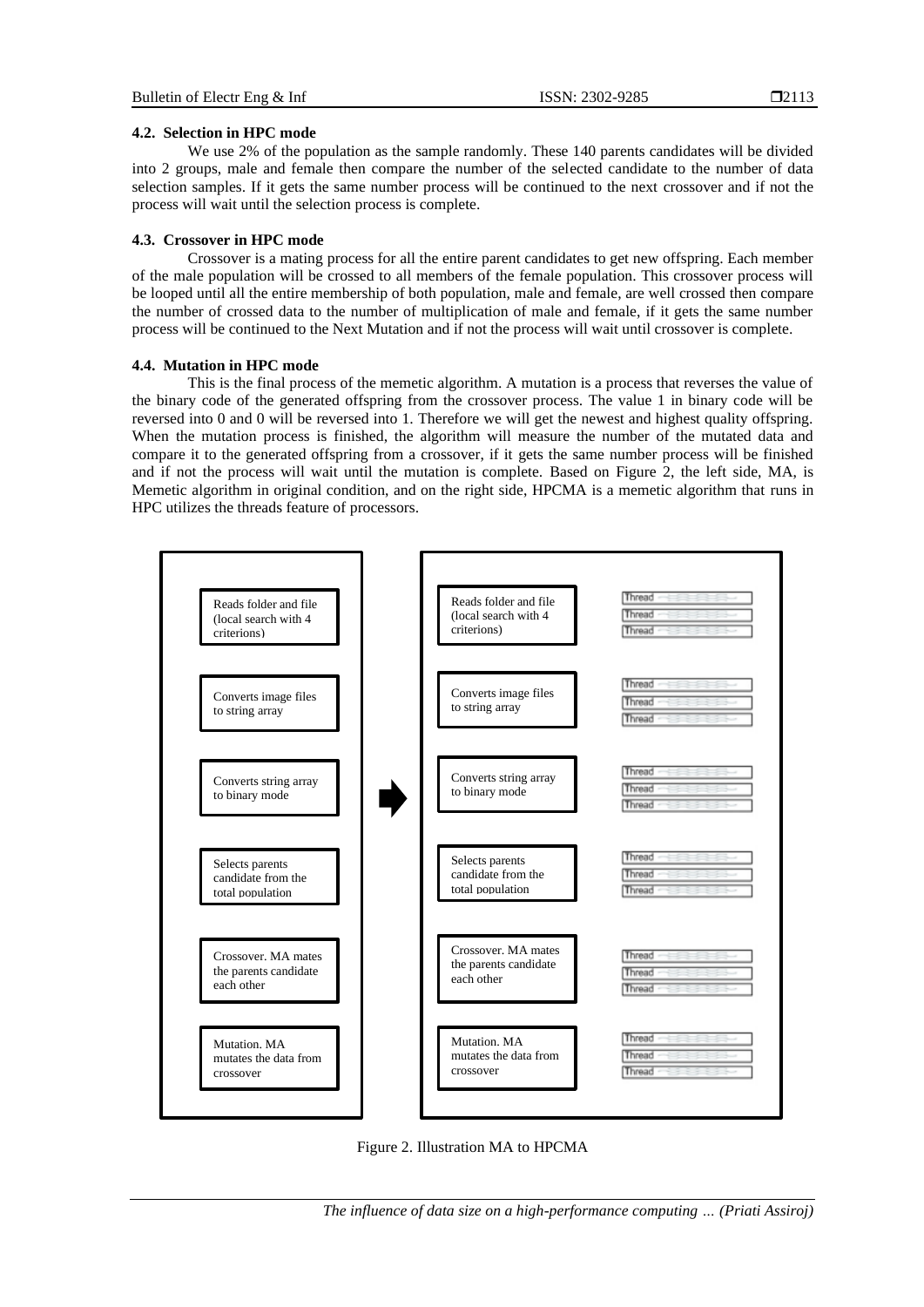### 4.2. Selection in HPC mode

We use 2% of the population as the sample randomly. These 140 parents candidates will be divided into 2 groups, male and female then compare the number of the selected candidate to the number of data selection samples. If it gets the same number process will be continued to the next crossover and if not the process will wait until the selection process is complete.

### 4.3. Crossover in HPC mode

Crossover is a mating process for all the entire parent candidates to get new offspring. Each member of the male population will be crossed to all members of the female population. This crossover process will be looped until all the entire membership of both population, male and female, are well crossed then compare the number of crossed data to the number of multiplication of male and female, if it gets the same number process will be continued to the Next Mutation and if not the process will wait until crossover is complete.

### 4.4. Mutation in HPC mode

This is the final process of the memetic algorithm. A mutation is a process that reverses the value of the binary code of the generated offspring from the crossover process. The value 1 in binary code will be reversed into 0 and 0 will be reversed into 1. Therefore we will get the newest and highest quality offspring. When the mutation process is finished, the algorithm will measure the number of the mutated data and compare it to the generated offspring from a crossover, if it gets the same number process will be finished and if not the process will wait until the mutation is complete. Based on Figure 2, the left side, MA, is Memetic algorithm in original condition, and on the right side, HPCMA is a memetic algorithm that runs in HPC utilizes the threads feature of processors.

Figure 2. Illustration MA to HPCMA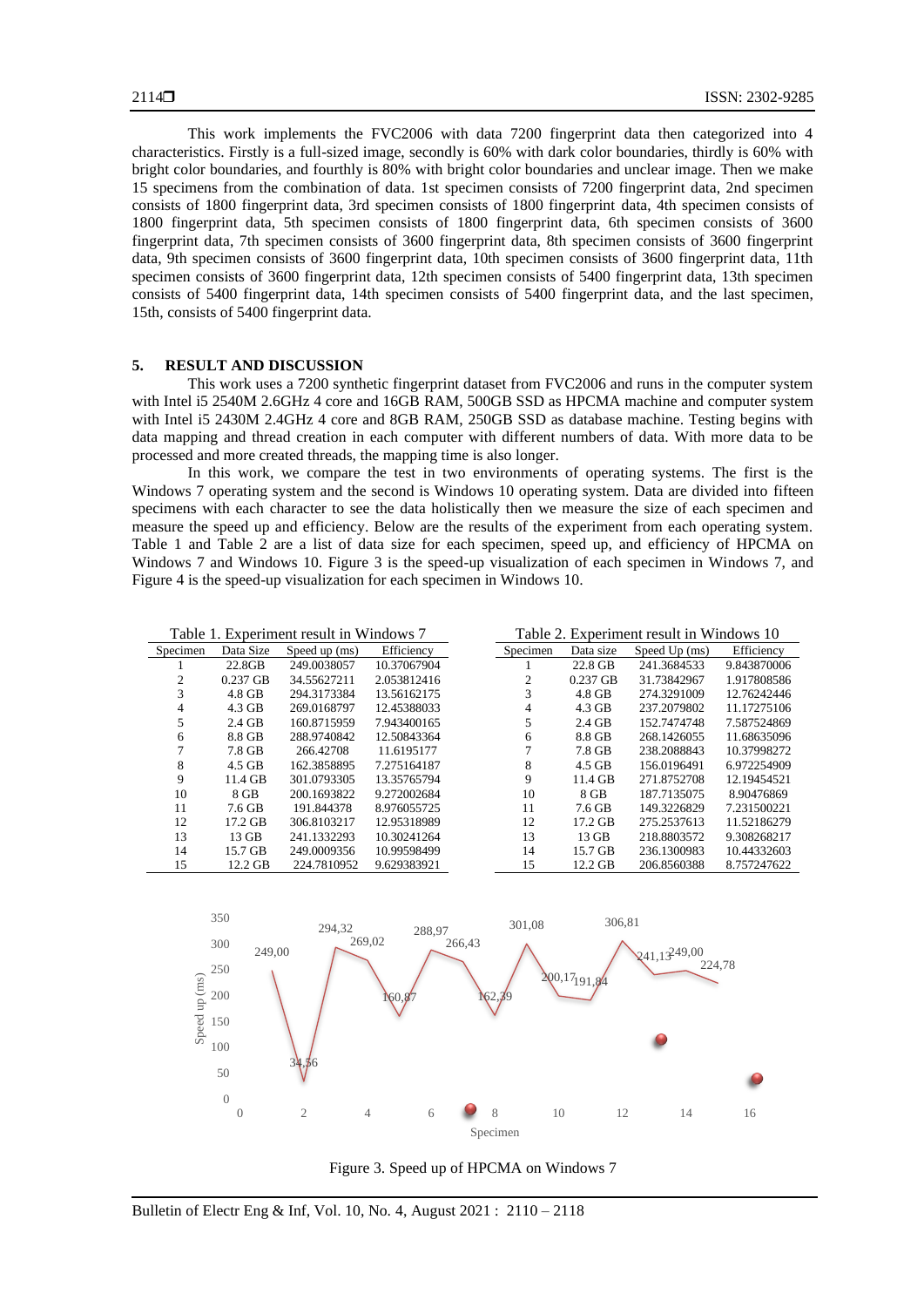This work implements the FVC2006 with data 7200 fingerprint data then categorized into 4 characteristics. Firstly is a full-sized image, secondly is 60% with dark color boundaries, thirdly is 60% with bright color boundaries, and fourthly is 80% with bright color boundaries and unclear image. Then we make 15 specimens from the combination of data. 1st specimen consists of 7200 fingerprint data, 2nd specimen consists of 1800 fingerprint data, 3rd specimen consists of 1800 fingerprint data, 4th specimen consists of 1800 fingerprint data, 5th specimen consists of 1800 fingerprint data, 6th specimen consists of 3600 fingerprint data, 7th specimen consists of 3600 fingerprint data, 8th specimen consists of 3600 fingerprint data, 9th specimen consists of 3600 fingerprint data, 10th specimen consists of 3600 fingerprint data, 11th specimen consists of 3600 fingerprint data, 12th specimen consists of 5400 fingerprint data, 13th specimen consists of 5400 fingerprint data, 14th specimen consists of 5400 fingerprint data, and the last specimen, 15th, consists of 5400 fingerprint data.

## 5. RESULT AND DISCUSSION

This work uses a 7200 synthetic fingerprint dataset from FVC2006 and runs in the computer system with Intel i5 2540M 2.6GHz 4 core and 16GB RAM, 500GB SSD as HPCMA machine and computer system with Intel i5 2430M 2.4GHz 4 core and 8GB RAM, 250GB SSD as database machine. Testing begins with data mapping and thread creation in each computer with different numbers of data. With more data to be processed and more created threads, the mapping time is also longer.

In this work, we compare the test in two environments of operating systems. The first is the Windows 7 operating system and the second is Windows 10 operating system. Data are divided into fifteen specimens with each character to see the data holistically then we measure the size of each specimen and measure the speed up and efficiency. Below are the results of the experiment from each operating system. Table 1 and Table 2 are a list of data size for each specimen, speed up, and efficiency of HPCMA on Windows 7 and Windows 10. Figure 3 is the speed-up visualization of each specimen in Windows 7, and Figure 4 is the speed-up visualization for each specimen in Windows 10.

Table 1. Experiment result in Windows 7

| Specimen | Data Size | Speed up (ms) | Efficiency |
|---|---|---|---|
| 1 | 22.8GB | 249.0038057 | 10.37067904 |
| 2 | 0.237 GB | 34.55627211 | 2.053812416 |
| 3 | 4.8 GB | 294.3173384 | 13.56162175 |
| 4 | 4.3 GB | 269.0168797 | 12.45388033 |
| 5 | 2.4 GB | 160.8715959 | 7.943400165 |
| 6 | 8.8 GB | 288.9740842 | 12.50843364 |
| 7 | 7.8 GB | 266.42708 | 11.6195177 |
| 8 | 4.5 GB | 162.3858895 | 7.275164187 |
| 9 | 11.4 GB | 301.0793305 | 13.35765794 |
| 10 | 8 GB | 200.1693822 | 9.272002684 |
| 11 | 7.6 GB | 191.844378 | 8.976055725 |
| 12 | 17.2 GB | 306.8103217 | 12.95318989 |
| 13 | 13 GB | 241.1332293 | 10.30241264 |
| 14 | 15.7 GB | 249.0009356 | 10.99598499 |
| 15 | 12.2 GB | 224.7810952 | 9.629383921 |

Table 2. Experiment result in Windows 10

| Specimen | Data size | Speed Up (ms) | Efficiency |
|---|---|---|---|
| 1 | 22.8 GB | 241.3684533 | 9.843870006 |
| 2 | 0.237 GB | 31.73842967 | 1.917808586 |
| 3 | 4.8 GB | 274.3291009 | 12.76242446 |
| 4 | 4.3 GB | 237.2079802 | 11.17275106 |
| 5 | 2.4 GB | 152.7474748 | 7.587524869 |
| 6 | 8.8 GB | 268.1426055 | 11.68635096 |
| 7 | 7.8 GB | 238.2088843 | 10.37998272 |
| 8 | 4.5 GB | 156.0196491 | 6.972254909 |
| 9 | 11.4 GB | 271.8752708 | 12.19454521 |
| 10 | 8 GB | 187.7135075 | 8.90476869 |
| 11 | 7.6 GB | 149.3226829 | 7.231500221 |
| 12 | 17.2 GB | 275.2537613 | 11.52186279 |
| 13 | 13 GB | 218.8803572 | 9.308268217 |
| 14 | 15.7 GB | 236.1300983 | 10.44332603 |
| 15 | 12.2 GB | 206.8560388 | 8.757247622 |

Figure 3. Speed up of HPCMA on Windows 7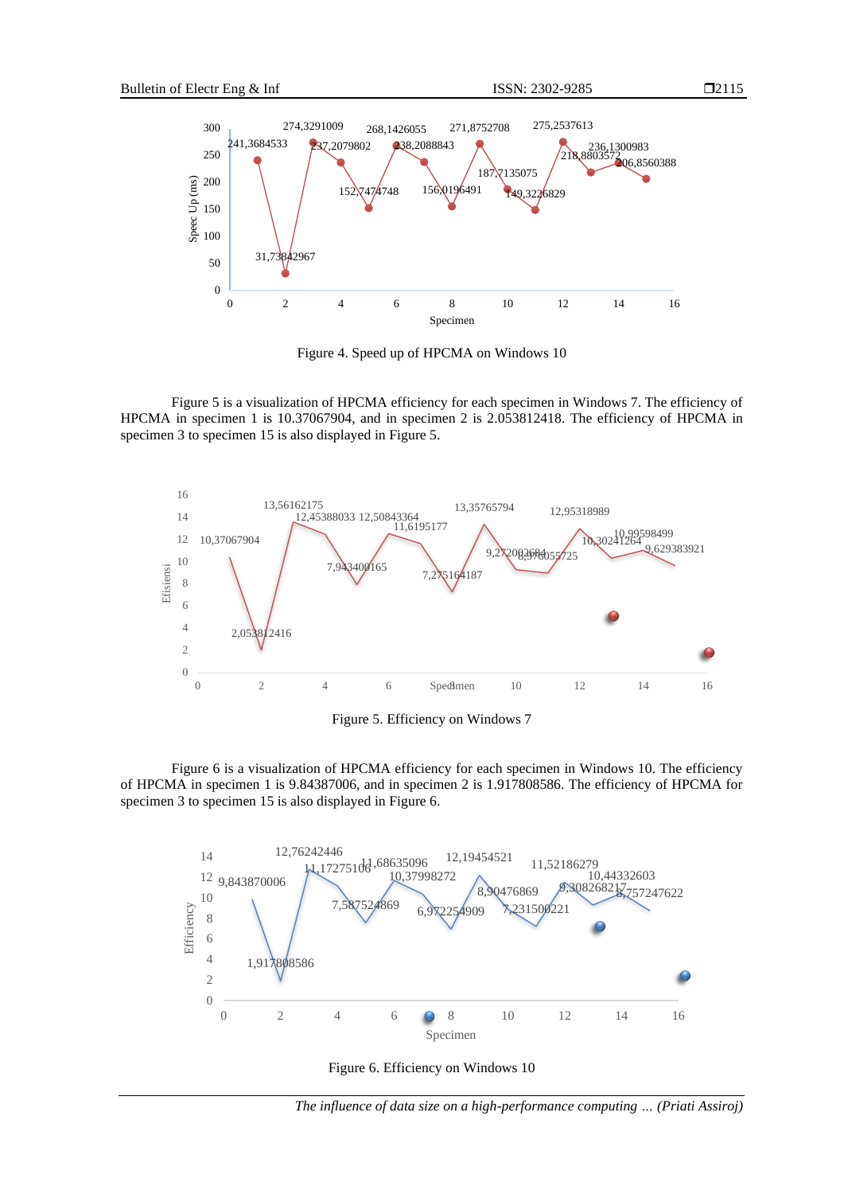Figure 4. Speed up of HPCMA on Windows 10

Figure 5 is a visualization of HPCMA efficiency for each specimen in Windows 7. The efficiency of HPCMA in specimen 1 is 10.37067904, and in specimen 2 is 2.053812418. The efficiency of HPCMA in specimen 3 to specimen 15 is also displayed in Figure 5.

Figure 5. Efficiency on Windows 7

Figure 6 is a visualization of HPCMA efficiency for each specimen in Windows 10. The efficiency of HPCMA in specimen 1 is 9.84387006, and in specimen 2 is 1.917808586. The efficiency of HPCMA for specimen 3 to specimen 15 is also displayed in Figure 6.

Figure 6. Efficiency on Windows 10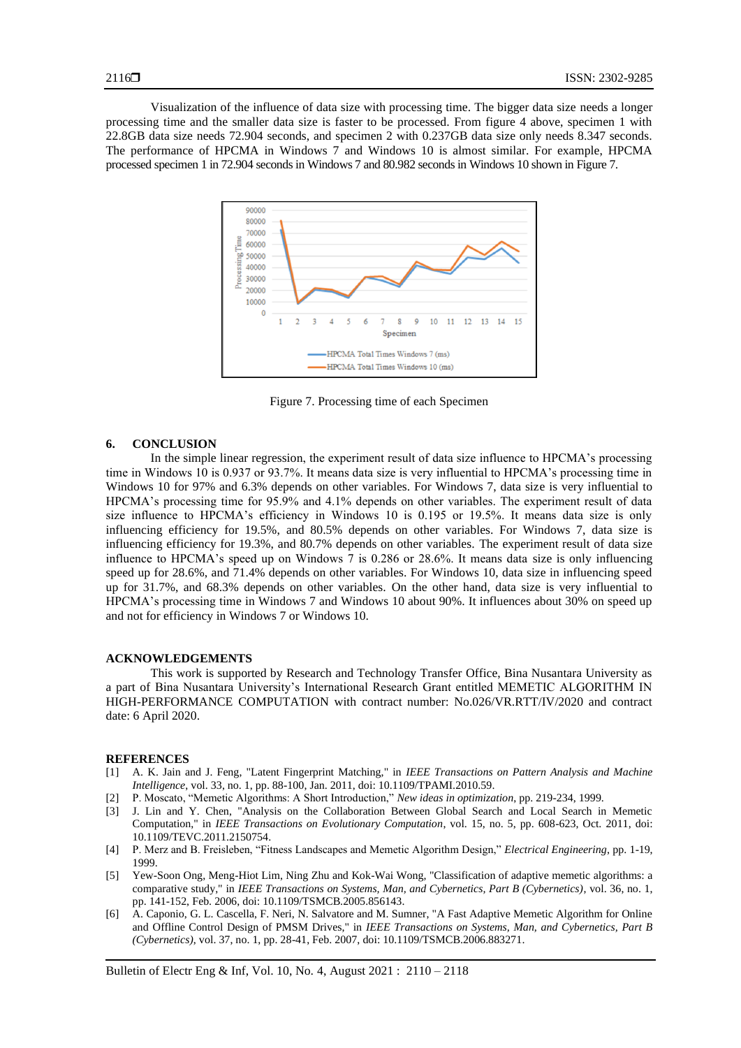Visualization of the influence of data size with processing time. The bigger data size needs a longer processing time and the smaller data size is faster to be processed. From figure 4 above, specimen 1 with 22.8GB data size needs 72.904 seconds, and specimen 2 with 0.237GB data size only needs 8.347 seconds. The performance of HPCMA in Windows 7 and Windows 10 is almost similar. For example, HPCMA processed specimen 1 in 72.904 seconds in Windows 7 and 80.982 seconds in Windows 10 shown in Figure 7.

Figure 7. Processing time of each Specimen

## 6. CONCLUSION

In the simple linear regression, the experiment result of data size influence to HPCMA's processing time in Windows 10 is 0.937 or 93.7%. It means data size is very influential to HPCMA's processing time in Windows 10 for 97% and 6.3% depends on other variables. For Windows 7, data size is very influential to HPCMA's processing time for 95.9% and 4.1% depends on other variables. The experiment result of data size influence to HPCMA's efficiency in Windows 10 is 0.195 or 19.5%. It means data size is only influencing efficiency for 19.5%, and 80.5% depends on other variables. For Windows 7, data size is influencing efficiency for 19.3%, and 80.7% depends on other variables. The experiment result of data size influence to HPCMA's speed up on Windows 7 is 0.286 or 28.6%. It means data size is only influencing speed up for 28.6%, and 71.4% depends on other variables. For Windows 10, data size in influencing speed up for 31.7%, and 68.3% depends on other variables. On the other hand, data size is very influential to HPCMA's processing time in Windows 7 and Windows 10 about 90%. It influences about 30% on speed up and not for efficiency in Windows 7 or Windows 10.

## ACKNOWLEDGEMENTS

This work is supported by Research and Technology Transfer Office, Bina Nusantara University as a part of Bina Nusantara University's International Research Grant entitled MEMETIC ALGORITHM IN HIGH-PERFORMANCE COMPUTATION with contract number: No.026/VR.RTT/IV/2020 and contract date: 6 April 2020.

## REFERENCES

[1] A. K. Jain and J. Feng, "Latent Fingerprint Matching," in *IEEE Transactions on Pattern Analysis and Machine Intelligence*, vol. 33, no. 1, pp. 88-100, Jan. 2011, doi: 10.1109/TPAMI.2010.59.

[2] P. Moscato, "Memetic Algorithms: A Short Introduction," *New ideas in optimization*, pp. 219-234, 1999.

[3] J. Lin and Y. Chen, "Analysis on the Collaboration Between Global Search and Local Search in Memetic Computation," in *IEEE Transactions on Evolutionary Computation*, vol. 15, no. 5, pp. 608-623, Oct. 2011, doi: 10.1109/TEVC.2011.2150754.

[4] P. Merz and B. Freisleben, "Fitness Landscapes and Memetic Algorithm Design," *Electrical Engineering*, pp. 1-19, 1999.

[5] Yew-Soon Ong, Meng-Hiot Lim, Ning Zhu and Kok-Wai Wong, "Classification of adaptive memetic algorithms: a comparative study," in *IEEE Transactions on Systems, Man, and Cybernetics, Part B (Cybernetics)*, vol. 36, no. 1, pp. 141-152, Feb. 2006, doi: 10.1109/TSMCB.2005.856143.

[6] A. Caponio, G. L. Cascella, F. Neri, N. Salvatore and M. Sumner, "A Fast Adaptive Memetic Algorithm for Online and Offline Control Design of PMSM Drives," in *IEEE Transactions on Systems, Man, and Cybernetics, Part B (Cybernetics)*, vol. 37, no. 1, pp. 28-41, Feb. 2007, doi: 10.1109/TSMCB.2006.883271.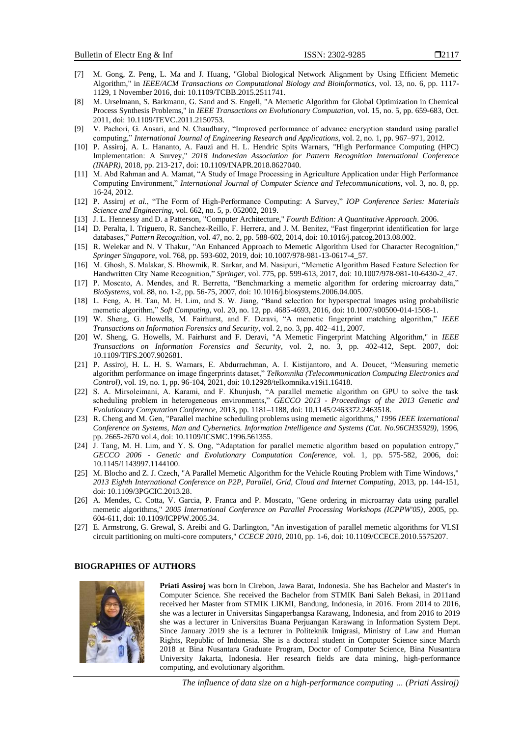[7] M. Gong, Z. Peng, L. Ma and J. Huang, "Global Biological Network Alignment by Using Efficient Memetic Algorithm," in *IEEE/ACM Transactions on Computational Biology and Bioinformatics*, vol. 13, no. 6, pp. 1117-1129, 1 November 2016, doi: 10.1109/TCBB.2015.2511741.

[8] M. Urselmann, S. Barkmann, G. Sand and S. Engell, "A Memetic Algorithm for Global Optimization in Chemical Process Synthesis Problems," in *IEEE Transactions on Evolutionary Computation*, vol. 15, no. 5, pp. 659-683, Oct. 2011, doi: 10.1109/TEVC.2011.2150753.

[9] V. Pachori, G. Ansari, and N. Chaudhary, "Improved performance of advance encryption standard using parallel computing," *International Journal of Engineering Research and Applications*, vol. 2, no. 1, pp. 967–971, 2012.

[10] P. Assiroj, A. L. Hananto, A. Fauzi and H. L. Hendric Spits Warnars, "High Performance Computing (HPC) Implementation: A Survey," *2018 Indonesian Association for Pattern Recognition International Conference (INAPR)*, 2018, pp. 213-217, doi: 10.1109/INAPR.2018.8627040.

[11] M. Abd Rahman and A. Mamat, "A Study of Image Processing in Agriculture Application under High Performance Computing Environment," *International Journal of Computer Science and Telecommunications*, vol. 3, no. 8, pp. 16-24, 2012.

[12] P. Assiroj *et al.*, "The Form of High-Performance Computing: A Survey," *IOP Conference Series: Materials Science and Engineering*, vol. 662, no. 5, p. 052002, 2019.

[13] J. L. Hennessy and D. a Patterson, "Computer Architecture," *Fourth Edition: A Quantitative Approach*. 2006.

[14] D. Peralta, I. Triguero, R. Sanchez-Reillo, F. Herrera, and J. M. Benitez, "Fast fingerprint identification for large databases," *Pattern Recognition*, vol. 47, no. 2, pp. 588-602, 2014, doi: 10.1016/j.patcog.2013.08.002.

[15] R. Welekar and N. V Thakur, "An Enhanced Approach to Memetic Algorithm Used for Character Recognition," *Springer Singapore*, vol. 768, pp. 593-602, 2019, doi: 10.1007/978-981-13-0617-4_57.

[16] M. Ghosh, S. Malakar, S. Bhowmik, R. Sarkar, and M. Nasipuri, "Memetic Algorithm Based Feature Selection for Handwritten City Name Recognition," *Springer*, vol. 775, pp. 599-613, 2017, doi: 10.1007/978-981-10-6430-2_47.

[17] P. Moscato, A. Mendes, and R. Berretta, "Benchmarking a memetic algorithm for ordering microarray data," *BioSystems*, vol. 88, no. 1-2, pp. 56-75, 2007, doi: 10.1016/j.biosystems.2006.04.005.

[18] L. Feng, A. H. Tan, M. H. Lim, and S. W. Jiang, "Band selection for hyperspectral images using probabilistic memetic algorithm," *Soft Computing*, vol. 20, no. 12, pp. 4685-4693, 2016, doi: 10.1007/s00500-014-1508-1.

[19] W. Sheng, G. Howells, M. Fairhurst, and F. Deravi, "A memetic fingerprint matching algorithm," *IEEE Transactions on Information Forensics and Security*, vol. 2, no. 3, pp. 402–411, 2007.

[20] W. Sheng, G. Howells, M. Fairhurst and F. Deravi, "A Memetic Fingerprint Matching Algorithm," in *IEEE Transactions on Information Forensics and Security*, vol. 2, no. 3, pp. 402-412, Sept. 2007, doi: 10.1109/TIFS.2007.902681.

[21] P. Assiroj, H. L. H. S. Warnars, E. Abdurrachman, A. I. Kistijantoro, and A. Doucet, "Measuring memetic algorithm performance on image fingerprints dataset," *Telkomnika (Telecommunication Computing Electronics and Control)*, vol. 19, no. 1, pp. 96-104, 2021, doi: 10.12928/telkomnika.v19i1.16418.

[22] S. A. Mirsoleimani, A. Karami, and F. Khunjush, "A parallel memetic algorithm on GPU to solve the task scheduling problem in heterogeneous environments," *GECCO 2013 - Proceedings of the 2013 Genetic and Evolutionary Computation Conference*, 2013, pp. 1181–1188, doi: 10.1145/2463372.2463518.

[23] R. Cheng and M. Gen, "Parallel machine scheduling problems using memetic algorithms," *1996 IEEE International Conference on Systems, Man and Cybernetics. Information Intelligence and Systems (Cat. No.96CH35929)*, 1996, pp. 2665-2670 vol.4, doi: 10.1109/ICSMC.1996.561355.

[24] J. Tang, M. H. Lim, and Y. S. Ong, "Adaptation for parallel memetic algorithm based on population entropy," *GECCO 2006 - Genetic and Evolutionary Computation Conference*, vol. 1, pp. 575-582, 2006, doi: 10.1145/1143997.1144100.

[25] M. Blocho and Z. J. Czech, "A Parallel Memetic Algorithm for the Vehicle Routing Problem with Time Windows," *2013 Eighth International Conference on P2P, Parallel, Grid, Cloud and Internet Computing*, 2013, pp. 144-151, doi: 10.1109/3PGCIC.2013.28.

[26] A. Mendes, C. Cotta, V. Garcia, P. Franca and P. Moscato, "Gene ordering in microarray data using parallel memetic algorithms," *2005 International Conference on Parallel Processing Workshops (ICPPW'05)*, 2005, pp. 604-611, doi: 10.1109/ICPPW.2005.34.

[27] E. Armstrong, G. Grewal, S. Areibi and G. Darlington, "An investigation of parallel memetic algorithms for VLSI circuit partitioning on multi-core computers," *CCECE 2010*, 2010, pp. 1-6, doi: 10.1109/CCECE.2010.5575207.

## BIOGRAPHIES OF AUTHORS

**Priati Assiroj** was born in Cirebon, Jawa Barat, Indonesia. She has Bachelor and Master's in Computer Science. She received the Bachelor from STMIK Bani Saleh Bekasi, in 2011and received her Master from STMIK LIKMI, Bandung, Indonesia, in 2016. From 2014 to 2016, she was a lecturer in Universitas Singaperbangsa Karawang, Indonesia, and from 2016 to 2019 she was a lecturer in Universitas Buana Perjuangan Karawang in Information System Dept. Since January 2019 she is a lecturer in Politeknik Imigrasi, Ministry of Law and Human Rights, Republic of Indonesia. She is a doctoral student in Computer Science since March 2018 at Bina Nusantara Graduate Program, Doctor of Computer Science, Bina Nusantara University Jakarta, Indonesia. Her research fields are data mining, high-performance computing, and evolutionary algorithm.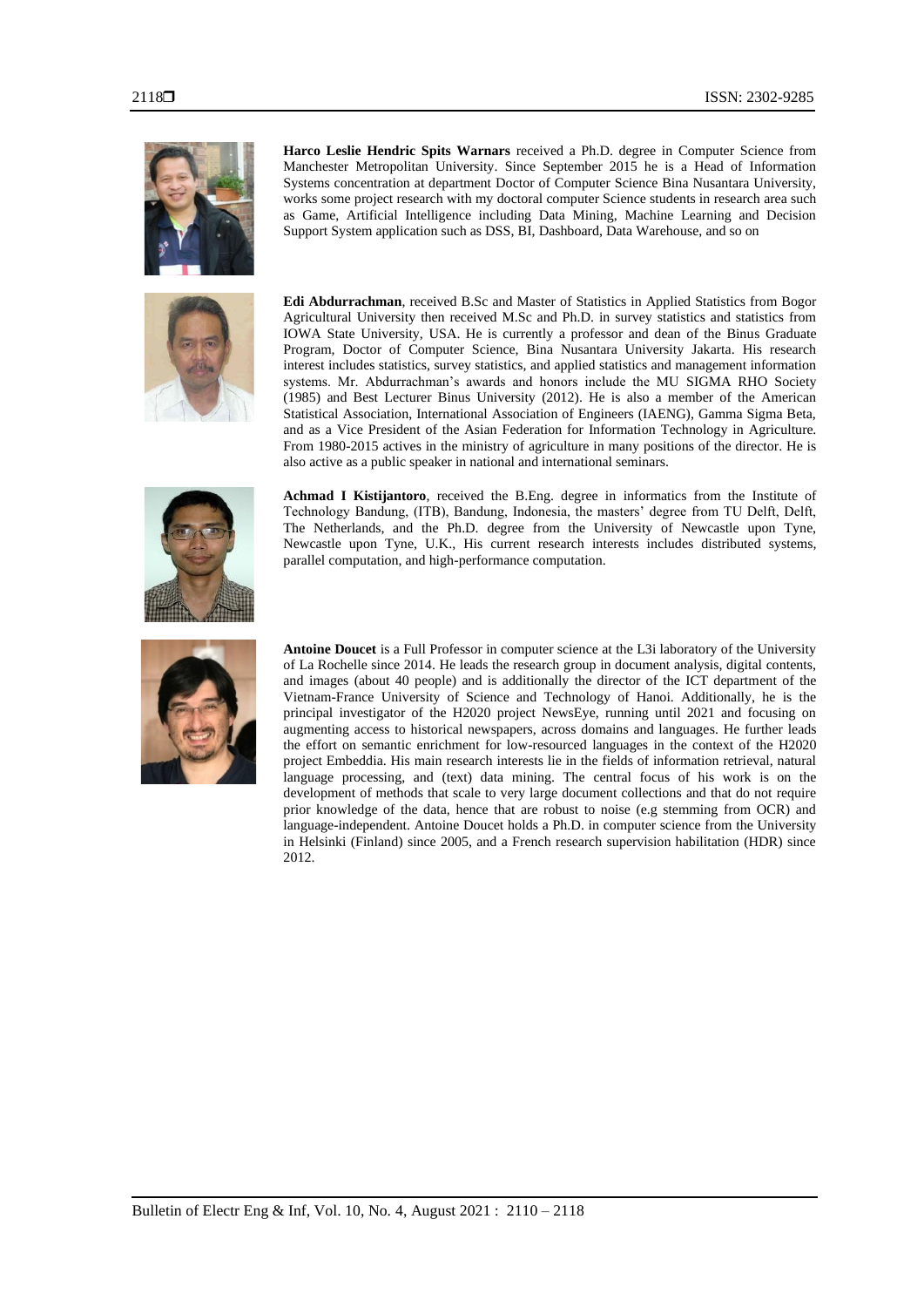**Harco Leslie Hendric Spits Warnars** received a Ph.D. degree in Computer Science from Manchester Metropolitan University. Since September 2015 he is a Head of Information Systems concentration at department Doctor of Computer Science Bina Nusantara University, works some project research with my doctoral computer Science students in research area such as Game, Artificial Intelligence including Data Mining, Machine Learning and Decision Support System application such as DSS, BI, Dashboard, Data Warehouse, and so on

**Edi Abdurrachman**, received B.Sc and Master of Statistics in Applied Statistics from Bogor Agricultural University then received M.Sc and Ph.D. in survey statistics and statistics from IOWA State University, USA. He is currently a professor and dean of the Binus Graduate Program, Doctor of Computer Science, Bina Nusantara University Jakarta. His research interest includes statistics, survey statistics, and applied statistics and management information systems. Mr. Abdurrachman's awards and honors include the MU SIGMA RHO Society (1985) and Best Lecturer Binus University (2012). He is also a member of the American Statistical Association, International Association of Engineers (IAENG), Gamma Sigma Beta, and as a Vice President of the Asian Federation for Information Technology in Agriculture. From 1980-2015 actives in the ministry of agriculture in many positions of the director. He is also active as a public speaker in national and international seminars.

**Achmad I Kistijantoro**, received the B.Eng. degree in informatics from the Institute of Technology Bandung, (ITB), Bandung, Indonesia, the masters' degree from TU Delft, Delft, The Netherlands, and the Ph.D. degree from the University of Newcastle upon Tyne, Newcastle upon Tyne, U.K., His current research interests includes distributed systems, parallel computation, and high-performance computation.

**Antoine Doucet** is a Full Professor in computer science at the L3i laboratory of the University of La Rochelle since 2014. He leads the research group in document analysis, digital contents, and images (about 40 people) and is additionally the director of the ICT department of the Vietnam-France University of Science and Technology of Hanoi. Additionally, he is the principal investigator of the H2020 project NewsEye, running until 2021 and focusing on augmenting access to historical newspapers, across domains and languages. He further leads the effort on semantic enrichment for low-resourced languages in the context of the H2020 project Embeddia. His main research interests lie in the fields of information retrieval, natural language processing, and (text) data mining. The central focus of his work is on the development of methods that scale to very large document collections and that do not require prior knowledge of the data, hence that are robust to noise (e.g stemming from OCR) and language-independent. Antoine Doucet holds a Ph.D. in computer science from the University in Helsinki (Finland) since 2005, and a French research supervision habilitation (HDR) since 2012.